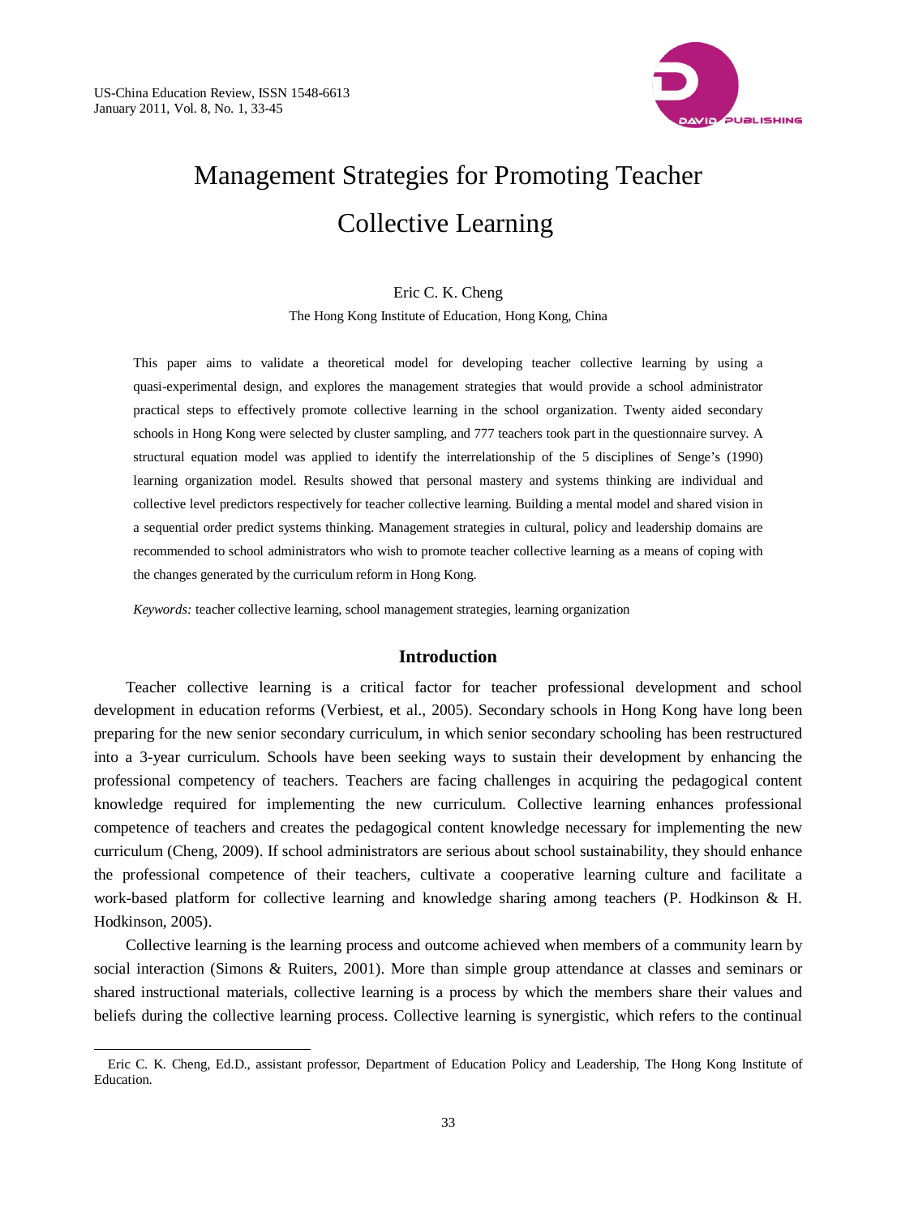# Management Strategies for Promoting Teacher Collective Learning

Eric C. K. Cheng

The Hong Kong Institute of Education, Hong Kong, China

This paper aims to validate a theoretical model for developing teacher collective learning by using a quasi-experimental design, and explores the management strategies that would provide a school administrator practical steps to effectively promote collective learning in the school organization. Twenty aided secondary schools in Hong Kong were selected by cluster sampling, and 777 teachers took part in the questionnaire survey. A structural equation model was applied to identify the interrelationship of the 5 disciplines of Senge's (1990) learning organization model. Results showed that personal mastery and systems thinking are individual and collective level predictors respectively for teacher collective learning. Building a mental model and shared vision in a sequential order predict systems thinking. Management strategies in cultural, policy and leadership domains are recommended to school administrators who wish to promote teacher collective learning as a means of coping with the changes generated by the curriculum reform in Hong Kong.

*Keywords:* teacher collective learning, school management strategies, learning organization

## Introduction

Teacher collective learning is a critical factor for teacher professional development and school development in education reforms (Verbiest, et al., 2005). Secondary schools in Hong Kong have long been preparing for the new senior secondary curriculum, in which senior secondary schooling has been restructured into a 3-year curriculum. Schools have been seeking ways to sustain their development by enhancing the professional competency of teachers. Teachers are facing challenges in acquiring the pedagogical content knowledge required for implementing the new curriculum. Collective learning enhances professional competence of teachers and creates the pedagogical content knowledge necessary for implementing the new curriculum (Cheng, 2009). If school administrators are serious about school sustainability, they should enhance the professional competence of their teachers, cultivate a cooperative learning culture and facilitate a work-based platform for collective learning and knowledge sharing among teachers (P. Hodkinson & H. Hodkinson, 2005).

Collective learning is the learning process and outcome achieved when members of a community learn by social interaction (Simons & Ruiters, 2001). More than simple group attendance at classes and seminars or shared instructional materials, collective learning is a process by which the members share their values and beliefs during the collective learning process. Collective learning is synergistic, which refers to the continual

Eric C. K. Cheng, Ed.D., assistant professor, Department of Education Policy and Leadership, The Hong Kong Institute of Education.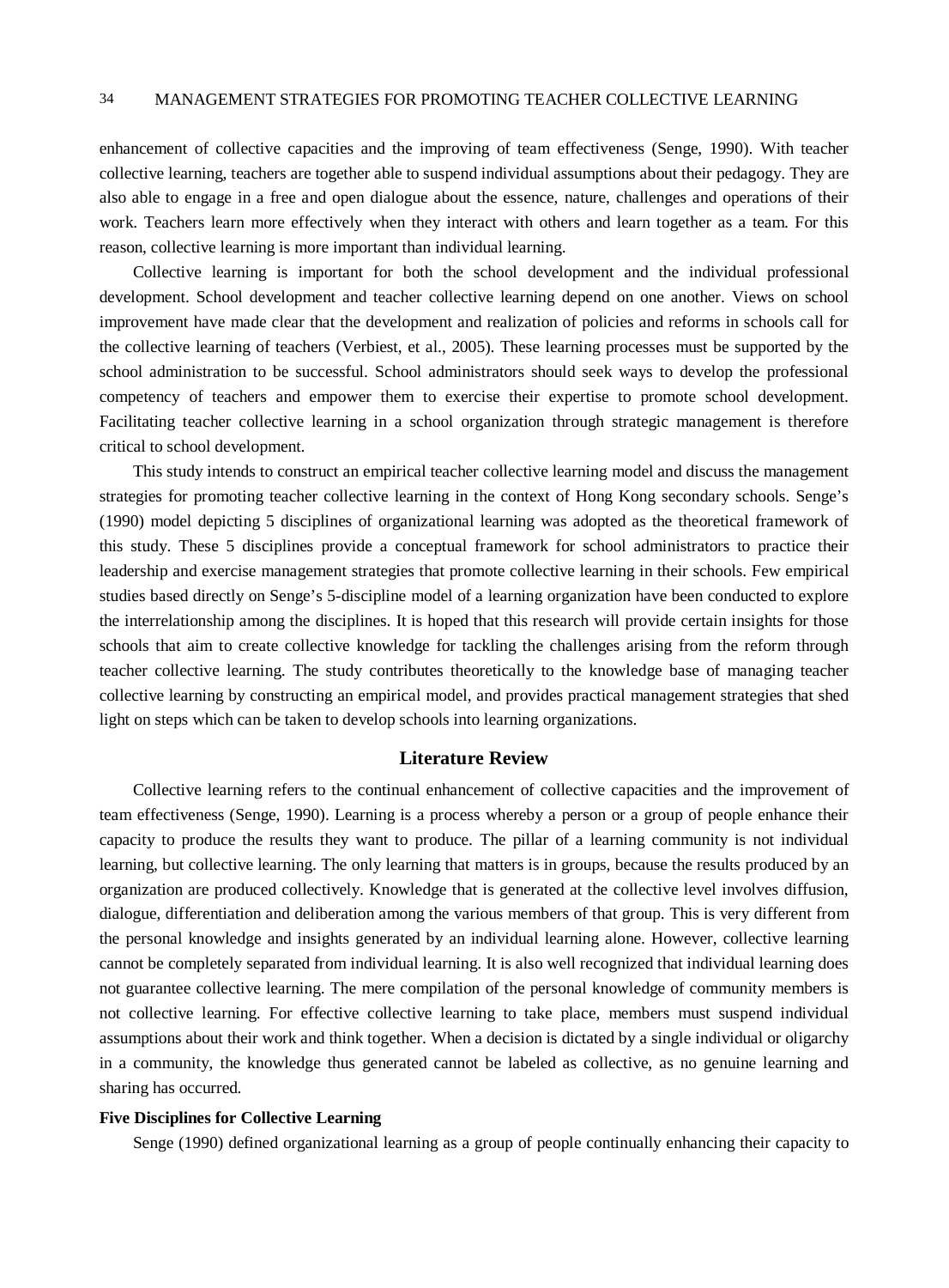enhancement of collective capacities and the improving of team effectiveness (Senge, 1990). With teacher collective learning, teachers are together able to suspend individual assumptions about their pedagogy. They are also able to engage in a free and open dialogue about the essence, nature, challenges and operations of their work. Teachers learn more effectively when they interact with others and learn together as a team. For this reason, collective learning is more important than individual learning.

Collective learning is important for both the school development and the individual professional development. School development and teacher collective learning depend on one another. Views on school improvement have made clear that the development and realization of policies and reforms in schools call for the collective learning of teachers (Verbiest, et al., 2005). These learning processes must be supported by the school administration to be successful. School administrators should seek ways to develop the professional competency of teachers and empower them to exercise their expertise to promote school development. Facilitating teacher collective learning in a school organization through strategic management is therefore critical to school development.

This study intends to construct an empirical teacher collective learning model and discuss the management strategies for promoting teacher collective learning in the context of Hong Kong secondary schools. Senge's (1990) model depicting 5 disciplines of organizational learning was adopted as the theoretical framework of this study. These 5 disciplines provide a conceptual framework for school administrators to practice their leadership and exercise management strategies that promote collective learning in their schools. Few empirical studies based directly on Senge's 5-discipline model of a learning organization have been conducted to explore the interrelationship among the disciplines. It is hoped that this research will provide certain insights for those schools that aim to create collective knowledge for tackling the challenges arising from the reform through teacher collective learning. The study contributes theoretically to the knowledge base of managing teacher collective learning by constructing an empirical model, and provides practical management strategies that shed light on steps which can be taken to develop schools into learning organizations.

## Literature Review

Collective learning refers to the continual enhancement of collective capacities and the improvement of team effectiveness (Senge, 1990). Learning is a process whereby a person or a group of people enhance their capacity to produce the results they want to produce. The pillar of a learning community is not individual learning, but collective learning. The only learning that matters is in groups, because the results produced by an organization are produced collectively. Knowledge that is generated at the collective level involves diffusion, dialogue, differentiation and deliberation among the various members of that group. This is very different from the personal knowledge and insights generated by an individual learning alone. However, collective learning cannot be completely separated from individual learning. It is also well recognized that individual learning does not guarantee collective learning. The mere compilation of the personal knowledge of community members is not collective learning. For effective collective learning to take place, members must suspend individual assumptions about their work and think together. When a decision is dictated by a single individual or oligarchy in a community, the knowledge thus generated cannot be labeled as collective, as no genuine learning and sharing has occurred.

### Five Disciplines for Collective Learning

Senge (1990) defined organizational learning as a group of people continually enhancing their capacity to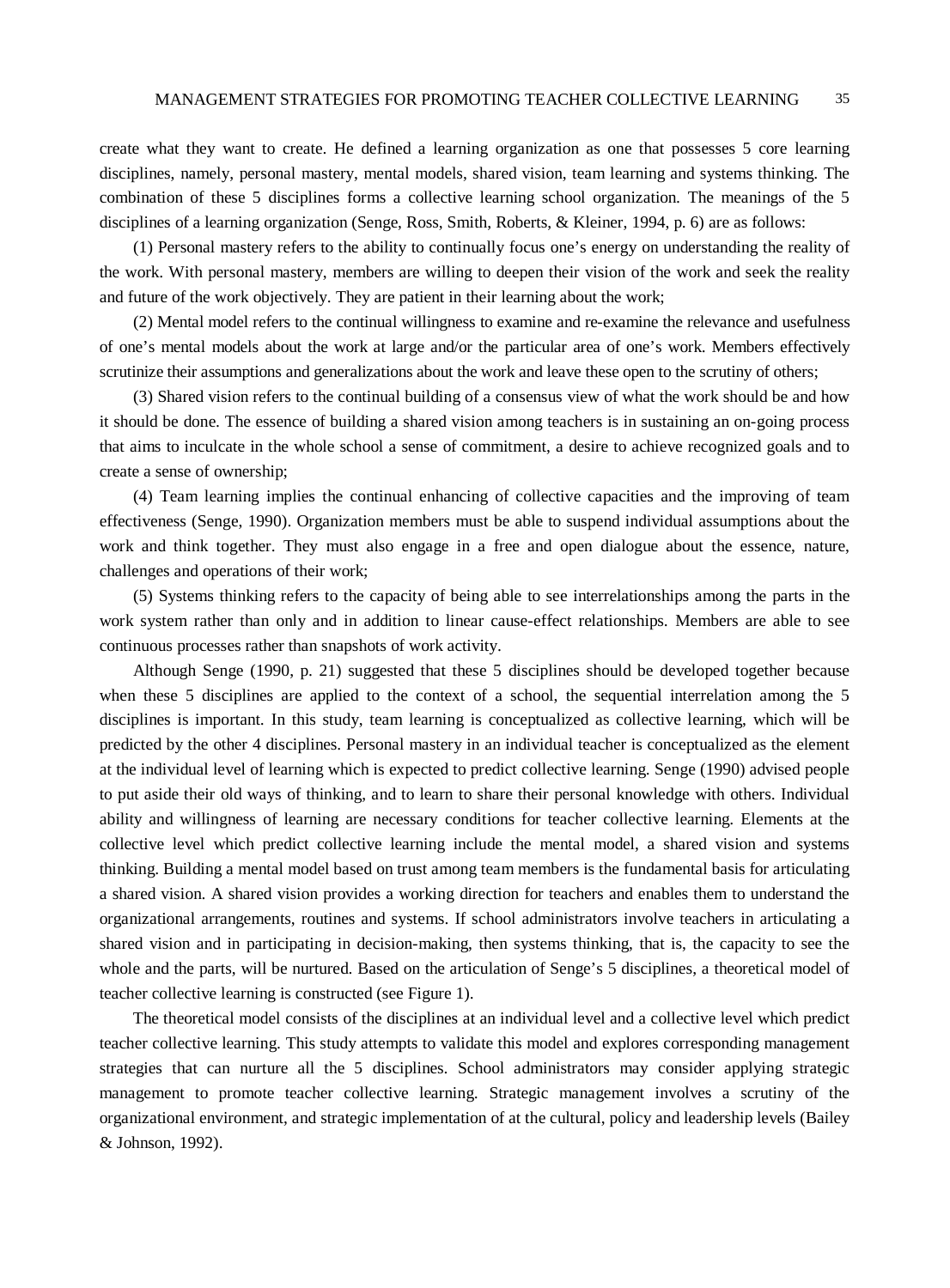create what they want to create. He defined a learning organization as one that possesses 5 core learning disciplines, namely, personal mastery, mental models, shared vision, team learning and systems thinking. The combination of these 5 disciplines forms a collective learning school organization. The meanings of the 5 disciplines of a learning organization (Senge, Ross, Smith, Roberts, & Kleiner, 1994, p. 6) are as follows:

(1) Personal mastery refers to the ability to continually focus one's energy on understanding the reality of the work. With personal mastery, members are willing to deepen their vision of the work and seek the reality and future of the work objectively. They are patient in their learning about the work;

(2) Mental model refers to the continual willingness to examine and re-examine the relevance and usefulness of one's mental models about the work at large and/or the particular area of one's work. Members effectively scrutinize their assumptions and generalizations about the work and leave these open to the scrutiny of others;

(3) Shared vision refers to the continual building of a consensus view of what the work should be and how it should be done. The essence of building a shared vision among teachers is in sustaining an on-going process that aims to inculcate in the whole school a sense of commitment, a desire to achieve recognized goals and to create a sense of ownership;

(4) Team learning implies the continual enhancing of collective capacities and the improving of team effectiveness (Senge, 1990). Organization members must be able to suspend individual assumptions about the work and think together. They must also engage in a free and open dialogue about the essence, nature, challenges and operations of their work;

(5) Systems thinking refers to the capacity of being able to see interrelationships among the parts in the work system rather than only and in addition to linear cause-effect relationships. Members are able to see continuous processes rather than snapshots of work activity.

Although Senge (1990, p. 21) suggested that these 5 disciplines should be developed together because when these 5 disciplines are applied to the context of a school, the sequential interrelation among the 5 disciplines is important. In this study, team learning is conceptualized as collective learning, which will be predicted by the other 4 disciplines. Personal mastery in an individual teacher is conceptualized as the element at the individual level of learning which is expected to predict collective learning. Senge (1990) advised people to put aside their old ways of thinking, and to learn to share their personal knowledge with others. Individual ability and willingness of learning are necessary conditions for teacher collective learning. Elements at the collective level which predict collective learning include the mental model, a shared vision and systems thinking. Building a mental model based on trust among team members is the fundamental basis for articulating a shared vision. A shared vision provides a working direction for teachers and enables them to understand the organizational arrangements, routines and systems. If school administrators involve teachers in articulating a shared vision and in participating in decision-making, then systems thinking, that is, the capacity to see the whole and the parts, will be nurtured. Based on the articulation of Senge's 5 disciplines, a theoretical model of teacher collective learning is constructed (see Figure 1).

The theoretical model consists of the disciplines at an individual level and a collective level which predict teacher collective learning. This study attempts to validate this model and explores corresponding management strategies that can nurture all the 5 disciplines. School administrators may consider applying strategic management to promote teacher collective learning. Strategic management involves a scrutiny of the organizational environment, and strategic implementation of at the cultural, policy and leadership levels (Bailey & Johnson, 1992).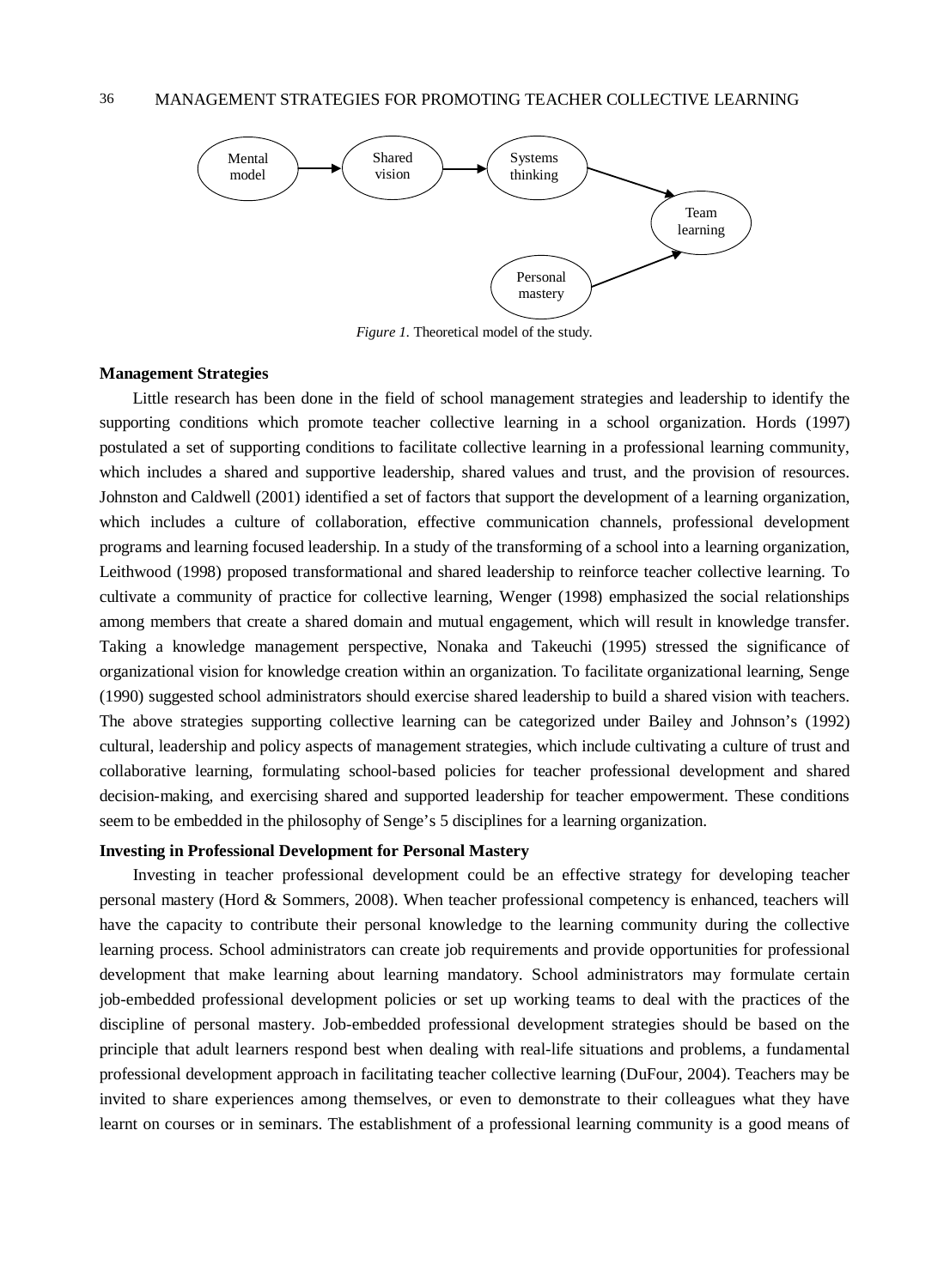*Figure 1.* Theoretical model of the study.

**Management Strategies**

Little research has been done in the field of school management strategies and leadership to identify the supporting conditions which promote teacher collective learning in a school organization. Hords (1997) postulated a set of supporting conditions to facilitate collective learning in a professional learning community, which includes a shared and supportive leadership, shared values and trust, and the provision of resources. Johnston and Caldwell (2001) identified a set of factors that support the development of a learning organization, which includes a culture of collaboration, effective communication channels, professional development programs and learning focused leadership. In a study of the transforming of a school into a learning organization, Leithwood (1998) proposed transformational and shared leadership to reinforce teacher collective learning. To cultivate a community of practice for collective learning, Wenger (1998) emphasized the social relationships among members that create a shared domain and mutual engagement, which will result in knowledge transfer. Taking a knowledge management perspective, Nonaka and Takeuchi (1995) stressed the significance of organizational vision for knowledge creation within an organization. To facilitate organizational learning, Senge (1990) suggested school administrators should exercise shared leadership to build a shared vision with teachers. The above strategies supporting collective learning can be categorized under Bailey and Johnson's (1992) cultural, leadership and policy aspects of management strategies, which include cultivating a culture of trust and collaborative learning, formulating school-based policies for teacher professional development and shared decision-making, and exercising shared and supported leadership for teacher empowerment. These conditions seem to be embedded in the philosophy of Senge's 5 disciplines for a learning organization.

**Investing in Professional Development for Personal Mastery**

Investing in teacher professional development could be an effective strategy for developing teacher personal mastery (Hord & Sommers, 2008). When teacher professional competency is enhanced, teachers will have the capacity to contribute their personal knowledge to the learning community during the collective learning process. School administrators can create job requirements and provide opportunities for professional development that make learning about learning mandatory. School administrators may formulate certain job-embedded professional development policies or set up working teams to deal with the practices of the discipline of personal mastery. Job-embedded professional development strategies should be based on the principle that adult learners respond best when dealing with real-life situations and problems, a fundamental professional development approach in facilitating teacher collective learning (DuFour, 2004). Teachers may be invited to share experiences among themselves, or even to demonstrate to their colleagues what they have learnt on courses or in seminars. The establishment of a professional learning community is a good means of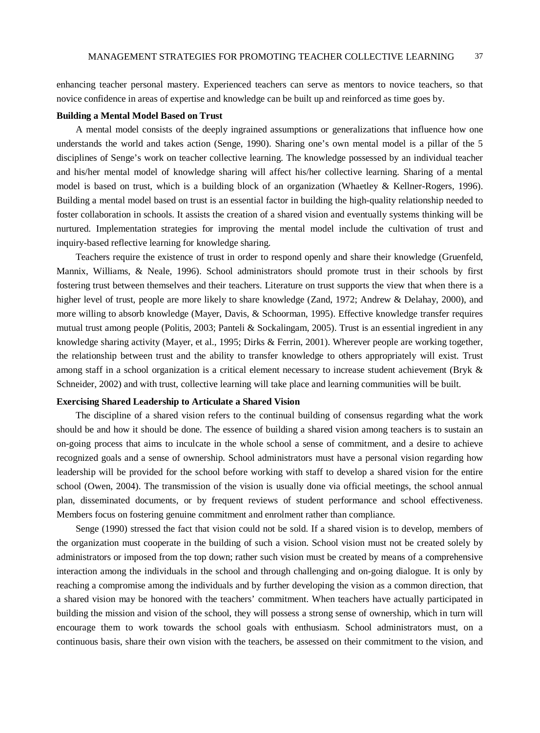enhancing teacher personal mastery. Experienced teachers can serve as mentors to novice teachers, so that novice confidence in areas of expertise and knowledge can be built up and reinforced as time goes by.

**Building a Mental Model Based on Trust**

A mental model consists of the deeply ingrained assumptions or generalizations that influence how one understands the world and takes action (Senge, 1990). Sharing one's own mental model is a pillar of the 5 disciplines of Senge's work on teacher collective learning. The knowledge possessed by an individual teacher and his/her mental model of knowledge sharing will affect his/her collective learning. Sharing of a mental model is based on trust, which is a building block of an organization (Whaetley & Kellner-Rogers, 1996). Building a mental model based on trust is an essential factor in building the high-quality relationship needed to foster collaboration in schools. It assists the creation of a shared vision and eventually systems thinking will be nurtured. Implementation strategies for improving the mental model include the cultivation of trust and inquiry-based reflective learning for knowledge sharing.

Teachers require the existence of trust in order to respond openly and share their knowledge (Gruenfeld, Mannix, Williams, & Neale, 1996). School administrators should promote trust in their schools by first fostering trust between themselves and their teachers. Literature on trust supports the view that when there is a higher level of trust, people are more likely to share knowledge (Zand, 1972; Andrew & Delahay, 2000), and more willing to absorb knowledge (Mayer, Davis, & Schoorman, 1995). Effective knowledge transfer requires mutual trust among people (Politis, 2003; Panteli & Sockalingam, 2005). Trust is an essential ingredient in any knowledge sharing activity (Mayer, et al., 1995; Dirks & Ferrin, 2001). Wherever people are working together, the relationship between trust and the ability to transfer knowledge to others appropriately will exist. Trust among staff in a school organization is a critical element necessary to increase student achievement (Bryk & Schneider, 2002) and with trust, collective learning will take place and learning communities will be built.

**Exercising Shared Leadership to Articulate a Shared Vision**

The discipline of a shared vision refers to the continual building of consensus regarding what the work should be and how it should be done. The essence of building a shared vision among teachers is to sustain an on-going process that aims to inculcate in the whole school a sense of commitment, and a desire to achieve recognized goals and a sense of ownership. School administrators must have a personal vision regarding how leadership will be provided for the school before working with staff to develop a shared vision for the entire school (Owen, 2004). The transmission of the vision is usually done via official meetings, the school annual plan, disseminated documents, or by frequent reviews of student performance and school effectiveness. Members focus on fostering genuine commitment and enrolment rather than compliance.

Senge (1990) stressed the fact that vision could not be sold. If a shared vision is to develop, members of the organization must cooperate in the building of such a vision. School vision must not be created solely by administrators or imposed from the top down; rather such vision must be created by means of a comprehensive interaction among the individuals in the school and through challenging and on-going dialogue. It is only by reaching a compromise among the individuals and by further developing the vision as a common direction, that a shared vision may be honored with the teachers' commitment. When teachers have actually participated in building the mission and vision of the school, they will possess a strong sense of ownership, which in turn will encourage them to work towards the school goals with enthusiasm. School administrators must, on a continuous basis, share their own vision with the teachers, be assessed on their commitment to the vision, and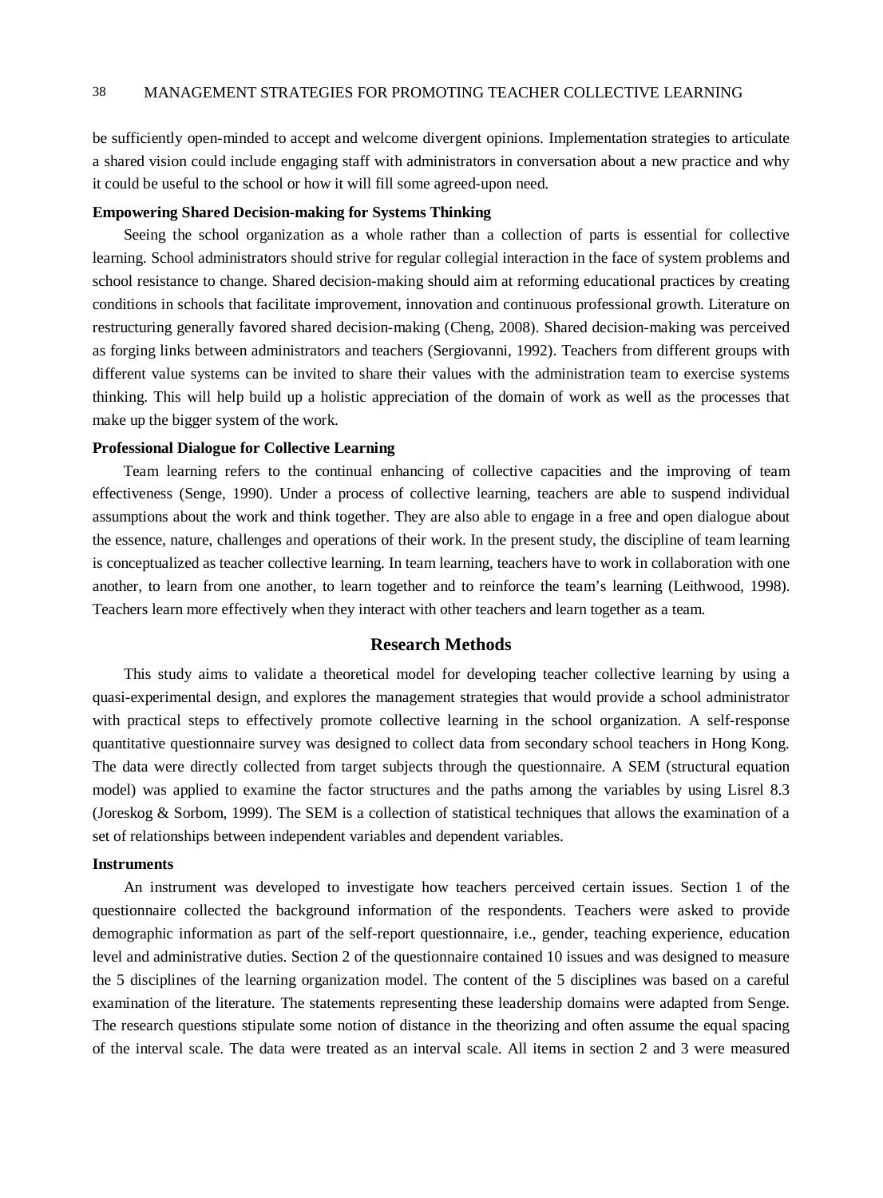be sufficiently open-minded to accept and welcome divergent opinions. Implementation strategies to articulate a shared vision could include engaging staff with administrators in conversation about a new practice and why it could be useful to the school or how it will fill some agreed-upon need.

### Empowering Shared Decision-making for Systems Thinking

Seeing the school organization as a whole rather than a collection of parts is essential for collective learning. School administrators should strive for regular collegial interaction in the face of system problems and school resistance to change. Shared decision-making should aim at reforming educational practices by creating conditions in schools that facilitate improvement, innovation and continuous professional growth. Literature on restructuring generally favored shared decision-making (Cheng, 2008). Shared decision-making was perceived as forging links between administrators and teachers (Sergiovanni, 1992). Teachers from different groups with different value systems can be invited to share their values with the administration team to exercise systems thinking. This will help build up a holistic appreciation of the domain of work as well as the processes that make up the bigger system of the work.

### Professional Dialogue for Collective Learning

Team learning refers to the continual enhancing of collective capacities and the improving of team effectiveness (Senge, 1990). Under a process of collective learning, teachers are able to suspend individual assumptions about the work and think together. They are also able to engage in a free and open dialogue about the essence, nature, challenges and operations of their work. In the present study, the discipline of team learning is conceptualized as teacher collective learning. In team learning, teachers have to work in collaboration with one another, to learn from one another, to learn together and to reinforce the team's learning (Leithwood, 1998). Teachers learn more effectively when they interact with other teachers and learn together as a team.

## Research Methods

This study aims to validate a theoretical model for developing teacher collective learning by using a quasi-experimental design, and explores the management strategies that would provide a school administrator with practical steps to effectively promote collective learning in the school organization. A self-response quantitative questionnaire survey was designed to collect data from secondary school teachers in Hong Kong. The data were directly collected from target subjects through the questionnaire. A SEM (structural equation model) was applied to examine the factor structures and the paths among the variables by using Lisrel 8.3 (Joreskog & Sorbom, 1999). The SEM is a collection of statistical techniques that allows the examination of a set of relationships between independent variables and dependent variables.

### Instruments

An instrument was developed to investigate how teachers perceived certain issues. Section 1 of the questionnaire collected the background information of the respondents. Teachers were asked to provide demographic information as part of the self-report questionnaire, i.e., gender, teaching experience, education level and administrative duties. Section 2 of the questionnaire contained 10 issues and was designed to measure the 5 disciplines of the learning organization model. The content of the 5 disciplines was based on a careful examination of the literature. The statements representing these leadership domains were adapted from Senge. The research questions stipulate some notion of distance in the theorizing and often assume the equal spacing of the interval scale. The data were treated as an interval scale. All items in section 2 and 3 were measured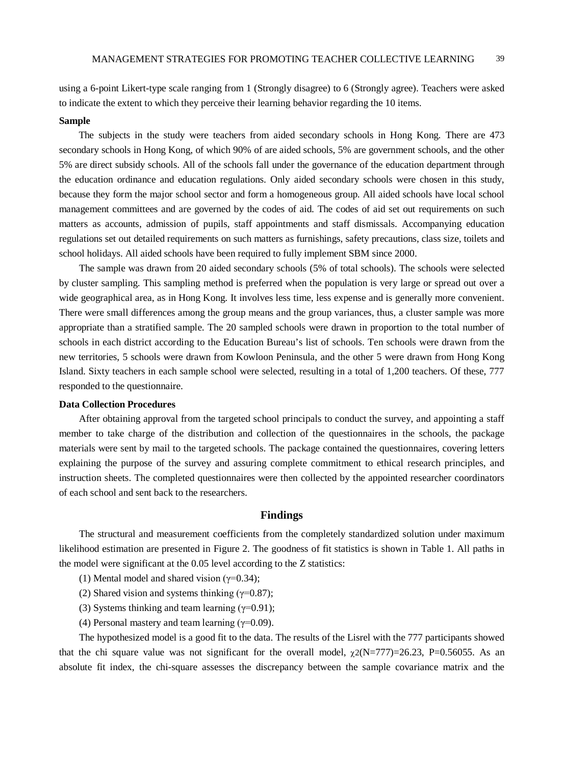using a 6-point Likert-type scale ranging from 1 (Strongly disagree) to 6 (Strongly agree). Teachers were asked to indicate the extent to which they perceive their learning behavior regarding the 10 items.

**Sample**

The subjects in the study were teachers from aided secondary schools in Hong Kong. There are 473 secondary schools in Hong Kong, of which 90% of are aided schools, 5% are government schools, and the other 5% are direct subsidy schools. All of the schools fall under the governance of the education department through the education ordinance and education regulations. Only aided secondary schools were chosen in this study, because they form the major school sector and form a homogeneous group. All aided schools have local school management committees and are governed by the codes of aid. The codes of aid set out requirements on such matters as accounts, admission of pupils, staff appointments and staff dismissals. Accompanying education regulations set out detailed requirements on such matters as furnishings, safety precautions, class size, toilets and school holidays. All aided schools have been required to fully implement SBM since 2000.

The sample was drawn from 20 aided secondary schools (5% of total schools). The schools were selected by cluster sampling. This sampling method is preferred when the population is very large or spread out over a wide geographical area, as in Hong Kong. It involves less time, less expense and is generally more convenient. There were small differences among the group means and the group variances, thus, a cluster sample was more appropriate than a stratified sample. The 20 sampled schools were drawn in proportion to the total number of schools in each district according to the Education Bureau's list of schools. Ten schools were drawn from the new territories, 5 schools were drawn from Kowloon Peninsula, and the other 5 were drawn from Hong Kong Island. Sixty teachers in each sample school were selected, resulting in a total of 1,200 teachers. Of these, 777 responded to the questionnaire.

**Data Collection Procedures**

After obtaining approval from the targeted school principals to conduct the survey, and appointing a staff member to take charge of the distribution and collection of the questionnaires in the schools, the package materials were sent by mail to the targeted schools. The package contained the questionnaires, covering letters explaining the purpose of the survey and assuring complete commitment to ethical research principles, and instruction sheets. The completed questionnaires were then collected by the appointed researcher coordinators of each school and sent back to the researchers.

## Findings

The structural and measurement coefficients from the completely standardized solution under maximum likelihood estimation are presented in Figure 2. The goodness of fit statistics is shown in Table 1. All paths in the model were significant at the 0.05 level according to the Z statistics:

(1) Mental model and shared vision ($\gamma$=0.34);

(2) Shared vision and systems thinking ($\gamma$=0.87);

(3) Systems thinking and team learning ($\gamma$=0.91);

(4) Personal mastery and team learning ($\gamma$=0.09).

The hypothesized model is a good fit to the data. The results of the Lisrel with the 777 participants showed that the chi square value was not significant for the overall model, $\chi^2$(N=777)=26.23, P=0.56055. As an absolute fit index, the chi-square assesses the discrepancy between the sample covariance matrix and the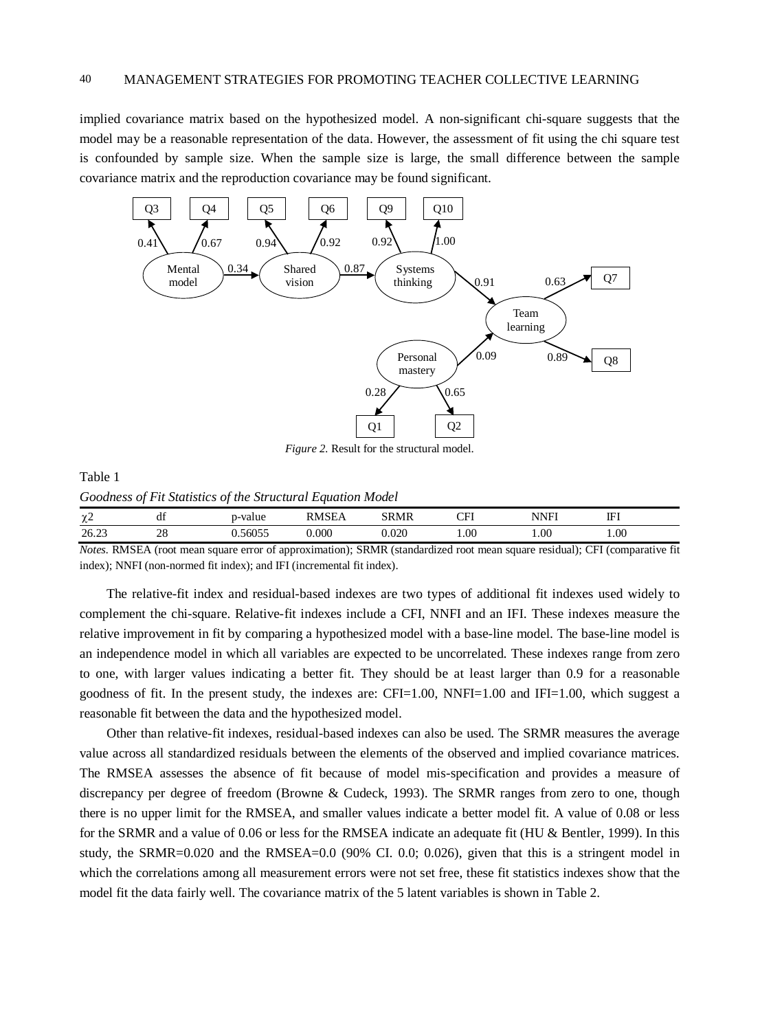implied covariance matrix based on the hypothesized model. A non-significant chi-square suggests that the model may be a reasonable representation of the data. However, the assessment of fit using the chi square test is confounded by sample size. When the sample size is large, the small difference between the sample covariance matrix and the reproduction covariance may be found significant.

*Figure 2.* Result for the structural model.

Table 1

*Goodness of Fit Statistics of the Structural Equation Model*

| $\chi 2$ | df | p-value | RMSEA | SRMR | CFI | NNFI | IFI |
|---|---|---|---|---|---|---|---|
| 26.23 | 28 | 0.56055 | 0.000 | 0.020 | 1.00 | 1.00 | 1.00 |

*Notes.* RMSEA (root mean square error of approximation); SRMR (standardized root mean square residual); CFI (comparative fit index); NNFI (non-normed fit index); and IFI (incremental fit index).

The relative-fit index and residual-based indexes are two types of additional fit indexes used widely to complement the chi-square. Relative-fit indexes include a CFI, NNFI and an IFI. These indexes measure the relative improvement in fit by comparing a hypothesized model with a base-line model. The base-line model is an independence model in which all variables are expected to be uncorrelated. These indexes range from zero to one, with larger values indicating a better fit. They should be at least larger than 0.9 for a reasonable goodness of fit. In the present study, the indexes are: CFI=1.00, NNFI=1.00 and IFI=1.00, which suggest a reasonable fit between the data and the hypothesized model.

Other than relative-fit indexes, residual-based indexes can also be used. The SRMR measures the average value across all standardized residuals between the elements of the observed and implied covariance matrices. The RMSEA assesses the absence of fit because of model mis-specification and provides a measure of discrepancy per degree of freedom (Browne & Cudeck, 1993). The SRMR ranges from zero to one, though there is no upper limit for the RMSEA, and smaller values indicate a better model fit. A value of 0.08 or less for the SRMR and a value of 0.06 or less for the RMSEA indicate an adequate fit (HU & Bentler, 1999). In this study, the SRMR=0.020 and the RMSEA=0.0 (90% CI. 0.0; 0.026), given that this is a stringent model in which the correlations among all measurement errors were not set free, these fit statistics indexes show that the model fit the data fairly well. The covariance matrix of the 5 latent variables is shown in Table 2.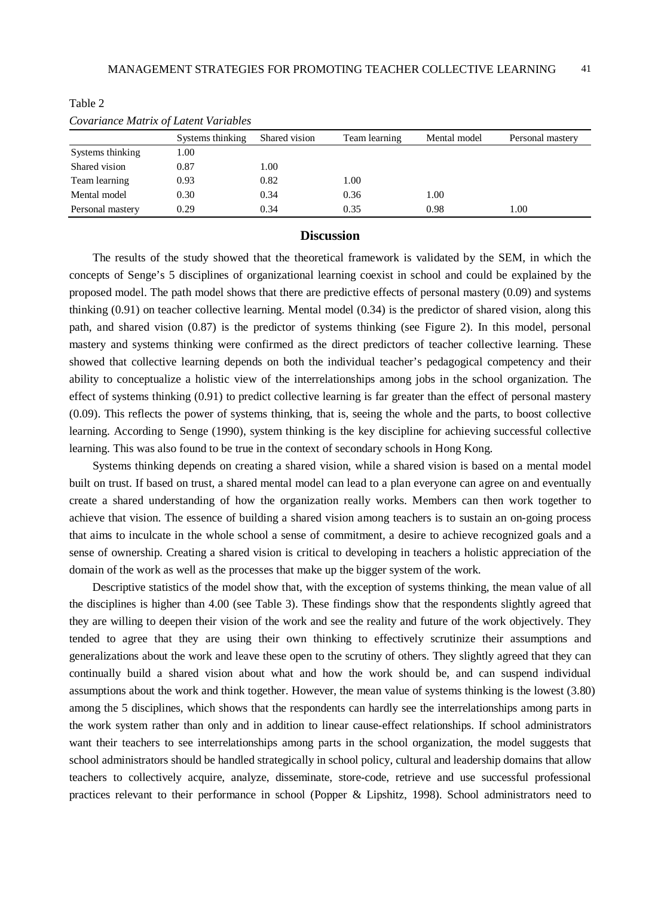Table 2

*Covariance Matrix of Latent Variables*

| | Systems thinking | Shared vision | Team learning | Mental model | Personal mastery |
|---|---|---|---|---|---|
| Systems thinking | 1.00 | | | | |
| Shared vision | 0.87 | 1.00 | | | |
| Team learning | 0.93 | 0.82 | 1.00 | | |
| Mental model | 0.30 | 0.34 | 0.36 | 1.00 | |
| Personal mastery | 0.29 | 0.34 | 0.35 | 0.98 | 1.00 |

## Discussion

The results of the study showed that the theoretical framework is validated by the SEM, in which the concepts of Senge's 5 disciplines of organizational learning coexist in school and could be explained by the proposed model. The path model shows that there are predictive effects of personal mastery (0.09) and systems thinking (0.91) on teacher collective learning. Mental model (0.34) is the predictor of shared vision, along this path, and shared vision (0.87) is the predictor of systems thinking (see Figure 2). In this model, personal mastery and systems thinking were confirmed as the direct predictors of teacher collective learning. These showed that collective learning depends on both the individual teacher's pedagogical competency and their ability to conceptualize a holistic view of the interrelationships among jobs in the school organization. The effect of systems thinking (0.91) to predict collective learning is far greater than the effect of personal mastery (0.09). This reflects the power of systems thinking, that is, seeing the whole and the parts, to boost collective learning. According to Senge (1990), system thinking is the key discipline for achieving successful collective learning. This was also found to be true in the context of secondary schools in Hong Kong.

Systems thinking depends on creating a shared vision, while a shared vision is based on a mental model built on trust. If based on trust, a shared mental model can lead to a plan everyone can agree on and eventually create a shared understanding of how the organization really works. Members can then work together to achieve that vision. The essence of building a shared vision among teachers is to sustain an on-going process that aims to inculcate in the whole school a sense of commitment, a desire to achieve recognized goals and a sense of ownership. Creating a shared vision is critical to developing in teachers a holistic appreciation of the domain of the work as well as the processes that make up the bigger system of the work.

Descriptive statistics of the model show that, with the exception of systems thinking, the mean value of all the disciplines is higher than 4.00 (see Table 3). These findings show that the respondents slightly agreed that they are willing to deepen their vision of the work and see the reality and future of the work objectively. They tended to agree that they are using their own thinking to effectively scrutinize their assumptions and generalizations about the work and leave these open to the scrutiny of others. They slightly agreed that they can continually build a shared vision about what and how the work should be, and can suspend individual assumptions about the work and think together. However, the mean value of systems thinking is the lowest (3.80) among the 5 disciplines, which shows that the respondents can hardly see the interrelationships among parts in the work system rather than only and in addition to linear cause-effect relationships. If school administrators want their teachers to see interrelationships among parts in the school organization, the model suggests that school administrators should be handled strategically in school policy, cultural and leadership domains that allow teachers to collectively acquire, analyze, disseminate, store-code, retrieve and use successful professional practices relevant to their performance in school (Popper & Lipshitz, 1998). School administrators need to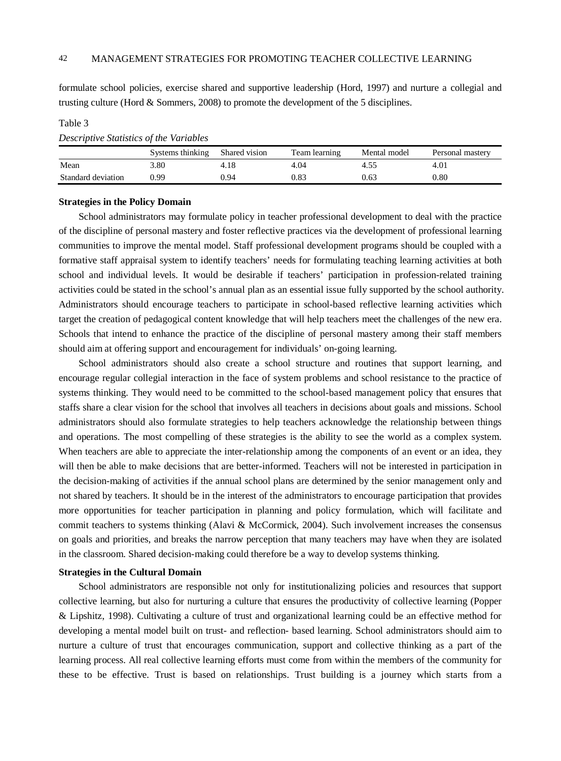formulate school policies, exercise shared and supportive leadership (Hord, 1997) and nurture a collegial and trusting culture (Hord & Sommers, 2008) to promote the development of the 5 disciplines.

Table 3

*Descriptive Statistics of the Variables*

| | Systems thinking | Shared vision | Team learning | Mental model | Personal mastery |
|---|---|---|---|---|---|
| Mean | 3.80 | 4.18 | 4.04 | 4.55 | 4.01 |
| Standard deviation | 0.99 | 0.94 | 0.83 | 0.63 | 0.80 |

**Strategies in the Policy Domain**

School administrators may formulate policy in teacher professional development to deal with the practice of the discipline of personal mastery and foster reflective practices via the development of professional learning communities to improve the mental model. Staff professional development programs should be coupled with a formative staff appraisal system to identify teachers' needs for formulating teaching learning activities at both school and individual levels. It would be desirable if teachers' participation in profession-related training activities could be stated in the school's annual plan as an essential issue fully supported by the school authority. Administrators should encourage teachers to participate in school-based reflective learning activities which target the creation of pedagogical content knowledge that will help teachers meet the challenges of the new era. Schools that intend to enhance the practice of the discipline of personal mastery among their staff members should aim at offering support and encouragement for individuals' on-going learning.

School administrators should also create a school structure and routines that support learning, and encourage regular collegial interaction in the face of system problems and school resistance to the practice of systems thinking. They would need to be committed to the school-based management policy that ensures that staffs share a clear vision for the school that involves all teachers in decisions about goals and missions. School administrators should also formulate strategies to help teachers acknowledge the relationship between things and operations. The most compelling of these strategies is the ability to see the world as a complex system. When teachers are able to appreciate the inter-relationship among the components of an event or an idea, they will then be able to make decisions that are better-informed. Teachers will not be interested in participation in the decision-making of activities if the annual school plans are determined by the senior management only and not shared by teachers. It should be in the interest of the administrators to encourage participation that provides more opportunities for teacher participation in planning and policy formulation, which will facilitate and commit teachers to systems thinking (Alavi & McCormick, 2004). Such involvement increases the consensus on goals and priorities, and breaks the narrow perception that many teachers may have when they are isolated in the classroom. Shared decision-making could therefore be a way to develop systems thinking.

**Strategies in the Cultural Domain**

School administrators are responsible not only for institutionalizing policies and resources that support collective learning, but also for nurturing a culture that ensures the productivity of collective learning (Popper & Lipshitz, 1998). Cultivating a culture of trust and organizational learning could be an effective method for developing a mental model built on trust- and reflection- based learning. School administrators should aim to nurture a culture of trust that encourages communication, support and collective thinking as a part of the learning process. All real collective learning efforts must come from within the members of the community for these to be effective. Trust is based on relationships. Trust building is a journey which starts from a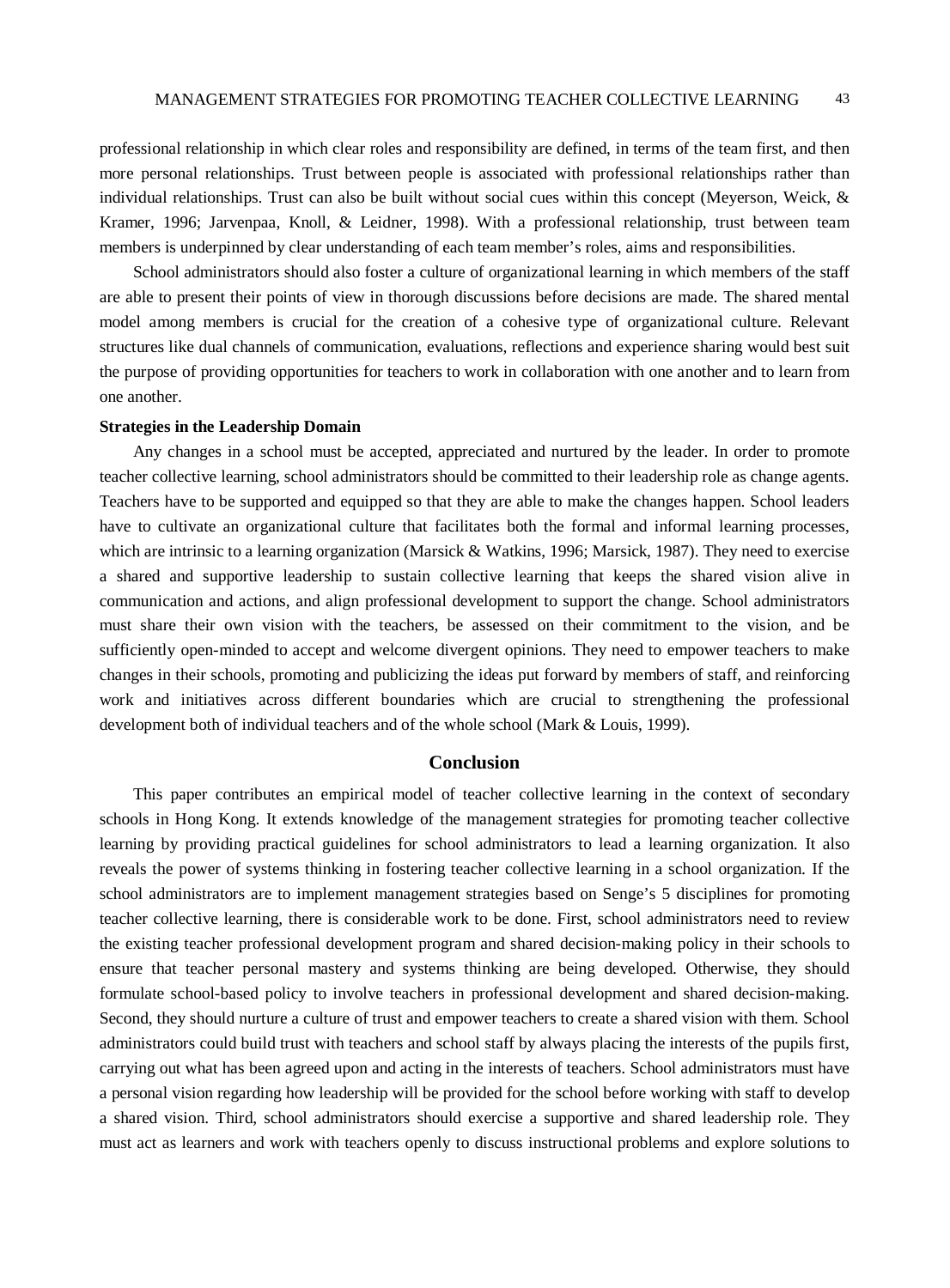professional relationship in which clear roles and responsibility are defined, in terms of the team first, and then more personal relationships. Trust between people is associated with professional relationships rather than individual relationships. Trust can also be built without social cues within this concept (Meyerson, Weick, & Kramer, 1996; Jarvenpaa, Knoll, & Leidner, 1998). With a professional relationship, trust between team members is underpinned by clear understanding of each team member's roles, aims and responsibilities.

School administrators should also foster a culture of organizational learning in which members of the staff are able to present their points of view in thorough discussions before decisions are made. The shared mental model among members is crucial for the creation of a cohesive type of organizational culture. Relevant structures like dual channels of communication, evaluations, reflections and experience sharing would best suit the purpose of providing opportunities for teachers to work in collaboration with one another and to learn from one another.

**Strategies in the Leadership Domain**

Any changes in a school must be accepted, appreciated and nurtured by the leader. In order to promote teacher collective learning, school administrators should be committed to their leadership role as change agents. Teachers have to be supported and equipped so that they are able to make the changes happen. School leaders have to cultivate an organizational culture that facilitates both the formal and informal learning processes, which are intrinsic to a learning organization (Marsick & Watkins, 1996; Marsick, 1987). They need to exercise a shared and supportive leadership to sustain collective learning that keeps the shared vision alive in communication and actions, and align professional development to support the change. School administrators must share their own vision with the teachers, be assessed on their commitment to the vision, and be sufficiently open-minded to accept and welcome divergent opinions. They need to empower teachers to make changes in their schools, promoting and publicizing the ideas put forward by members of staff, and reinforcing work and initiatives across different boundaries which are crucial to strengthening the professional development both of individual teachers and of the whole school (Mark & Louis, 1999).

## Conclusion

This paper contributes an empirical model of teacher collective learning in the context of secondary schools in Hong Kong. It extends knowledge of the management strategies for promoting teacher collective learning by providing practical guidelines for school administrators to lead a learning organization. It also reveals the power of systems thinking in fostering teacher collective learning in a school organization. If the school administrators are to implement management strategies based on Senge's 5 disciplines for promoting teacher collective learning, there is considerable work to be done. First, school administrators need to review the existing teacher professional development program and shared decision-making policy in their schools to ensure that teacher personal mastery and systems thinking are being developed. Otherwise, they should formulate school-based policy to involve teachers in professional development and shared decision-making. Second, they should nurture a culture of trust and empower teachers to create a shared vision with them. School administrators could build trust with teachers and school staff by always placing the interests of the pupils first, carrying out what has been agreed upon and acting in the interests of teachers. School administrators must have a personal vision regarding how leadership will be provided for the school before working with staff to develop a shared vision. Third, school administrators should exercise a supportive and shared leadership role. They must act as learners and work with teachers openly to discuss instructional problems and explore solutions to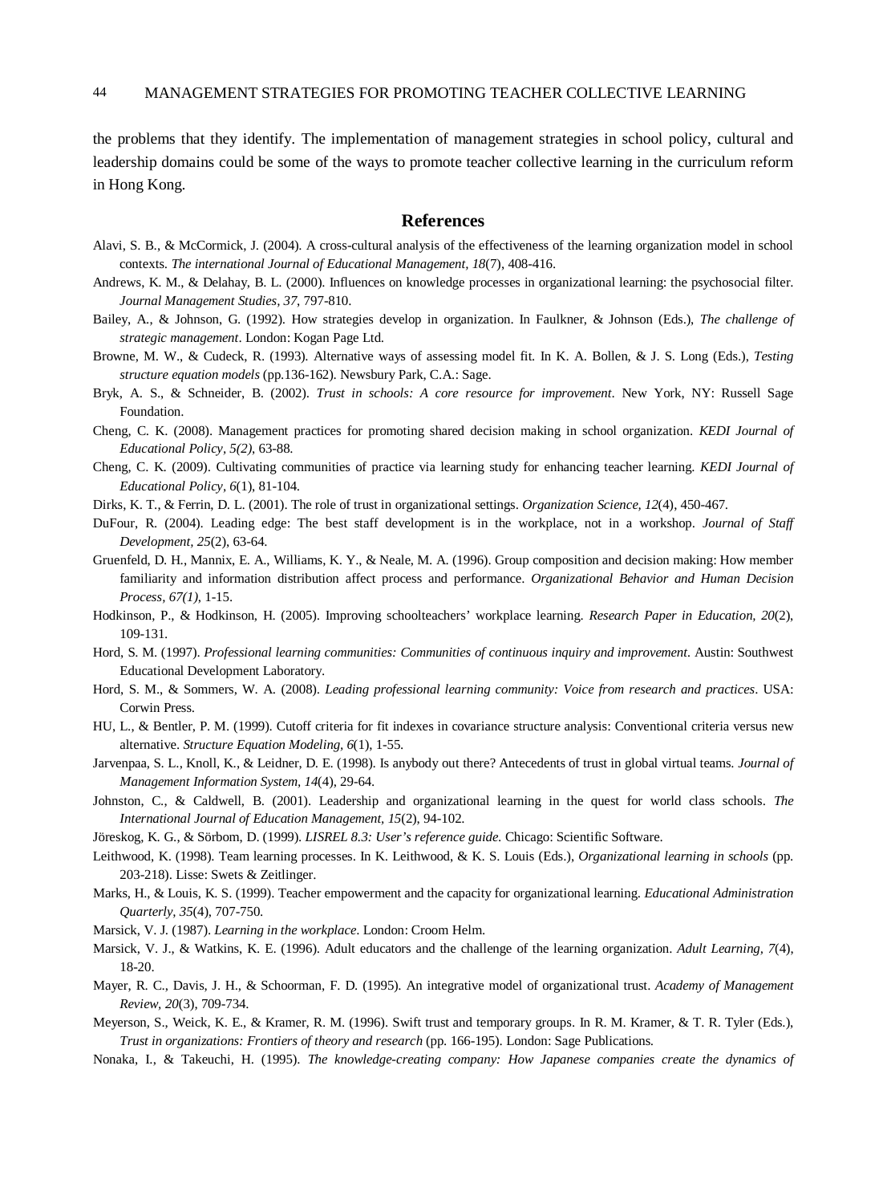the problems that they identify. The implementation of management strategies in school policy, cultural and leadership domains could be some of the ways to promote teacher collective learning in the curriculum reform in Hong Kong.

## References

Alavi, S. B., & McCormick, J. (2004). A cross-cultural analysis of the effectiveness of the learning organization model in school contexts. *The international Journal of Educational Management, 18*(7), 408-416.

Andrews, K. M., & Delahay, B. L. (2000). Influences on knowledge processes in organizational learning: the psychosocial filter. *Journal Management Studies, 37*, 797-810.

Bailey, A., & Johnson, G. (1992). How strategies develop in organization. In Faulkner, & Johnson (Eds.), *The challenge of strategic management*. London: Kogan Page Ltd.

Browne, M. W., & Cudeck, R. (1993). Alternative ways of assessing model fit. In K. A. Bollen, & J. S. Long (Eds.), *Testing structure equation models* (pp.136-162). Newsbury Park, C.A.: Sage.

Bryk, A. S., & Schneider, B. (2002). *Trust in schools: A core resource for improvement*. New York, NY: Russell Sage Foundation.

Cheng, C. K. (2008). Management practices for promoting shared decision making in school organization. *KEDI Journal of Educational Policy, 5(2)*, 63-88.

Cheng, C. K. (2009). Cultivating communities of practice via learning study for enhancing teacher learning. *KEDI Journal of Educational Policy, 6*(1), 81-104.

Dirks, K. T., & Ferrin, D. L. (2001). The role of trust in organizational settings. *Organization Science, 12*(4), 450-467.

DuFour, R. (2004). Leading edge: The best staff development is in the workplace, not in a workshop. *Journal of Staff Development, 25*(2), 63-64.

Gruenfeld, D. H., Mannix, E. A., Williams, K. Y., & Neale, M. A. (1996). Group composition and decision making: How member familiarity and information distribution affect process and performance. *Organizational Behavior and Human Decision Process, 67(1)*, 1-15.

Hodkinson, P., & Hodkinson, H. (2005). Improving schoolteachers' workplace learning. *Research Paper in Education, 20*(2), 109-131.

Hord, S. M. (1997). *Professional learning communities: Communities of continuous inquiry and improvement*. Austin: Southwest Educational Development Laboratory.

Hord, S. M., & Sommers, W. A. (2008). *Leading professional learning community: Voice from research and practices*. USA: Corwin Press.

HU, L., & Bentler, P. M. (1999). Cutoff criteria for fit indexes in covariance structure analysis: Conventional criteria versus new alternative. *Structure Equation Modeling, 6*(1), 1-55.

Jarvenpaa, S. L., Knoll, K., & Leidner, D. E. (1998). Is anybody out there? Antecedents of trust in global virtual teams. *Journal of Management Information System, 14*(4), 29-64.

Johnston, C., & Caldwell, B. (2001). Leadership and organizational learning in the quest for world class schools. *The International Journal of Education Management, 15*(2), 94-102.

Jöreskog, K. G., & Sörbom, D. (1999). *LISREL 8.3: User's reference guide.* Chicago: Scientific Software.

Leithwood, K. (1998). Team learning processes. In K. Leithwood, & K. S. Louis (Eds.), *Organizational learning in schools* (pp. 203-218). Lisse: Swets & Zeitlinger.

Marks, H., & Louis, K. S. (1999). Teacher empowerment and the capacity for organizational learning. *Educational Administration Quarterly, 35*(4), 707-750.

Marsick, V. J. (1987). *Learning in the workplace*. London: Croom Helm.

Marsick, V. J., & Watkins, K. E. (1996). Adult educators and the challenge of the learning organization. *Adult Learning, 7*(4), 18-20.

Mayer, R. C., Davis, J. H., & Schoorman, F. D. (1995). An integrative model of organizational trust. *Academy of Management Review, 20*(3), 709-734.

Meyerson, S., Weick, K. E., & Kramer, R. M. (1996). Swift trust and temporary groups. In R. M. Kramer, & T. R. Tyler (Eds.), *Trust in organizations: Frontiers of theory and research* (pp. 166-195). London: Sage Publications.

Nonaka, I., & Takeuchi, H. (1995). *The knowledge-creating company: How Japanese companies create the dynamics of*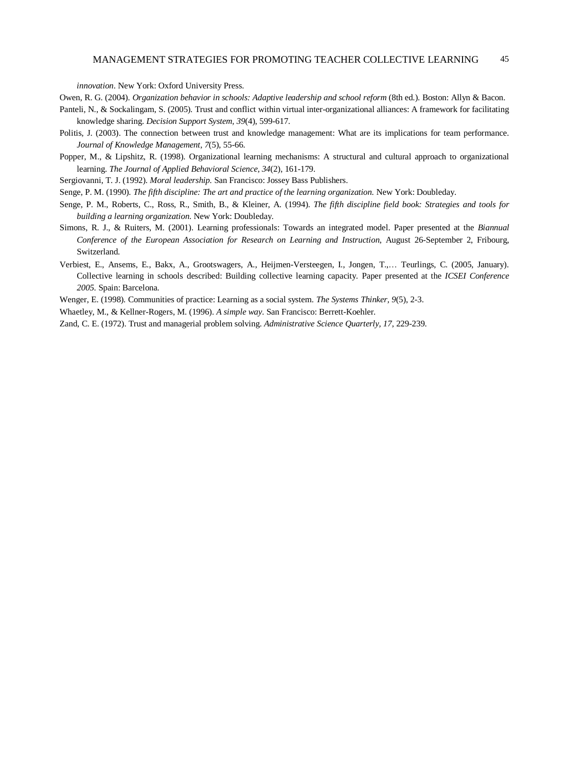*innovation*. New York: Oxford University Press.

Owen, R. G. (2004). *Organization behavior in schools: Adaptive leadership and school reform* (8th ed.). Boston: Allyn & Bacon.

Panteli, N., & Sockalingam, S. (2005). Trust and conflict within virtual inter-organizational alliances: A framework for facilitating knowledge sharing. *Decision Support System, 39*(4), 599-617.

Politis, J. (2003). The connection between trust and knowledge management: What are its implications for team performance. *Journal of Knowledge Management, 7*(5), 55-66.

Popper, M., & Lipshitz, R. (1998). Organizational learning mechanisms: A structural and cultural approach to organizational learning. *The Journal of Applied Behavioral Science, 34*(2), 161-179.

Sergiovanni, T. J. (1992). *Moral leadership*. San Francisco: Jossey Bass Publishers.

Senge, P. M. (1990). *The fifth discipline: The art and practice of the learning organization*. New York: Doubleday.

Senge, P. M., Roberts, C., Ross, R., Smith, B., & Kleiner, A. (1994). *The fifth discipline field book: Strategies and tools for building a learning organization*. New York: Doubleday.

Simons, R. J., & Ruiters, M. (2001). Learning professionals: Towards an integrated model. Paper presented at the *Biannual Conference of the European Association for Research on Learning and Instruction*, August 26-September 2, Fribourg, Switzerland.

Verbiest, E., Ansems, E., Bakx, A., Grootswagers, A., Heijmen-Versteegen, I., Jongen, T.,… Teurlings, C. (2005, January). Collective learning in schools described: Building collective learning capacity. Paper presented at the *ICSEI Conference 2005*. Spain: Barcelona.

Wenger, E. (1998). Communities of practice: Learning as a social system. *The Systems Thinker, 9*(5), 2-3.

Whaetley, M., & Kellner-Rogers, M. (1996). *A simple way*. San Francisco: Berrett-Koehler.

Zand, C. E. (1972). Trust and managerial problem solving. *Administrative Science Quarterly, 17*, 229-239.